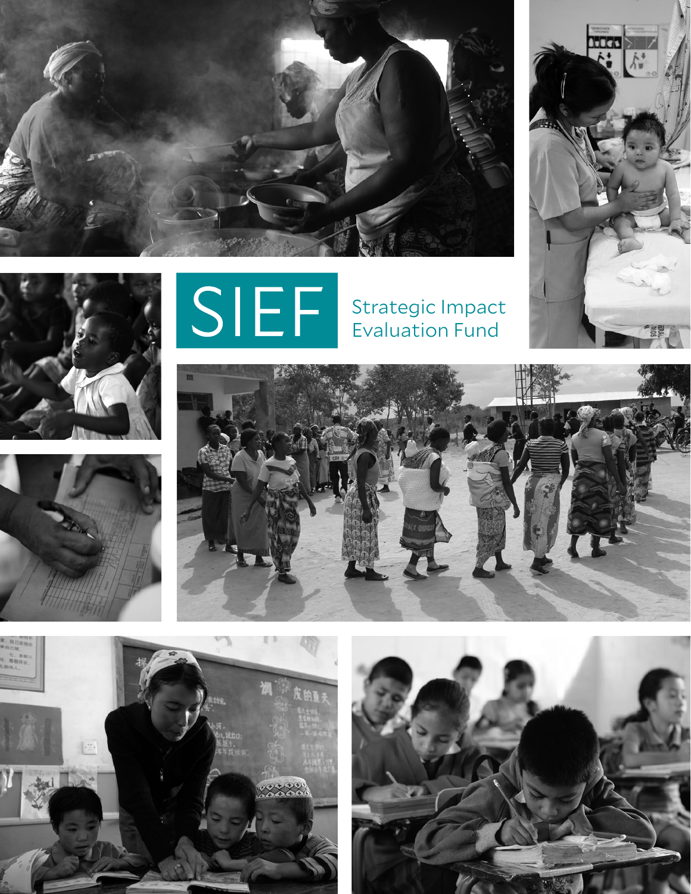# SIEF

Strategic Impact Evaluation Fund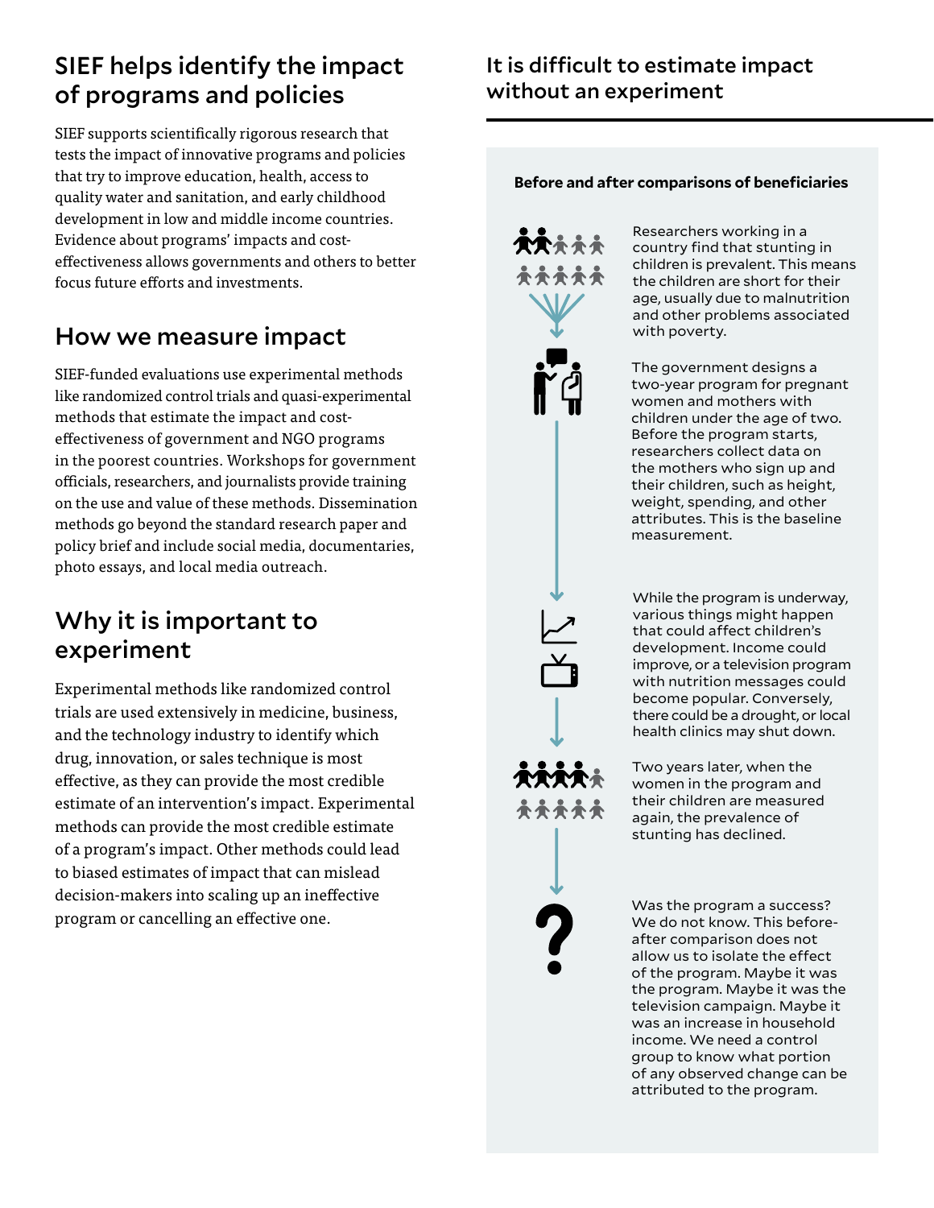## SIEF helps identify the impact of programs and policies

SIEF supports scientifically rigorous research that tests the impact of innovative programs and policies that try to improve education, health, access to quality water and sanitation, and early childhood development in low and middle income countries. Evidence about programs' impacts and cost-effectiveness allows governments and others to better focus future efforts and investments.

## How we measure impact

SIEF-funded evaluations use experimental methods like randomized control trials and quasi-experimental methods that estimate the impact and cost-effectiveness of government and NGO programs in the poorest countries. Workshops for government officials, researchers, and journalists provide training on the use and value of these methods. Dissemination methods go beyond the standard research paper and policy brief and include social media, documentaries, photo essays, and local media outreach.

## Why it is important to experiment

Experimental methods like randomized control trials are used extensively in medicine, business, and the technology industry to identify which drug, innovation, or sales technique is most effective, as they can provide the most credible estimate of an intervention's impact. Experimental methods can provide the most credible estimate of a program's impact. Other methods could lead to biased estimates of impact that can mislead decision-makers into scaling up an ineffective program or cancelling an effective one.

## It is difficult to estimate impact without an experiment

**Before and after comparisons of beneficiaries**

Researchers working in a country find that stunting in children is prevalent. This means the children are short for their age, usually due to malnutrition and other problems associated with poverty.

The government designs a two-year program for pregnant women and mothers with children under the age of two. Before the program starts, researchers collect data on the mothers who sign up and their children, such as height, weight, spending, and other attributes. This is the baseline measurement.

While the program is underway, various things might happen that could affect children's development. Income could improve, or a television program with nutrition messages could become popular. Conversely, there could be a drought, or local health clinics may shut down.

Two years later, when the women in the program and their children are measured again, the prevalence of stunting has declined.

Was the program a success? We do not know. This before-after comparison does not allow us to isolate the effect of the program. Maybe it was the program. Maybe it was the television campaign. Maybe it was an increase in household income. We need a control group to know what portion of any observed change can be attributed to the program.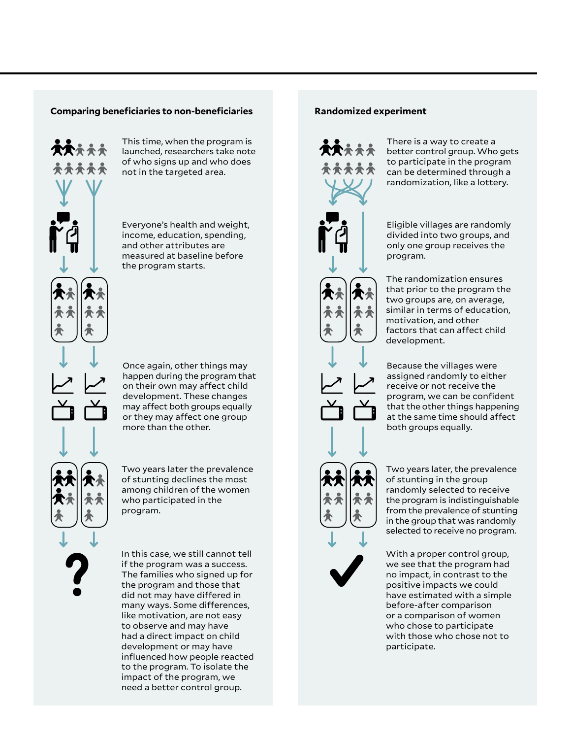### Comparing beneficiaries to non-beneficiaries

This time, when the program is launched, researchers take note of who signs up and who does not in the targeted area.

Everyone's health and weight, income, education, spending, and other attributes are measured at baseline before the program starts.

Once again, other things may happen during the program that on their own may affect child development. These changes may affect both groups equally or they may affect one group more than the other.

Two years later the prevalence of stunting declines the most among children of the women who participated in the program.

In this case, we still cannot tell if the program was a success. The families who signed up for the program and those that did not may have differed in many ways. Some differences, like motivation, are not easy to observe and may have had a direct impact on child development or may have influenced how people reacted to the program. To isolate the impact of the program, we need a better control group.

### Randomized experiment

There is a way to create a better control group. Who gets to participate in the program can be determined through a randomization, like a lottery.

Eligible villages are randomly divided into two groups, and only one group receives the program.

The randomization ensures that prior to the program the two groups are, on average, similar in terms of education, motivation, and other factors that can affect child development.

Because the villages were assigned randomly to either receive or not receive the program, we can be confident that the other things happening at the same time should affect both groups equally.

Two years later, the prevalence of stunting in the group randomly selected to receive the program is indistinguishable from the prevalence of stunting in the group that was randomly selected to receive no program.

With a proper control group, we see that the program had no impact, in contrast to the positive impacts we could have estimated with a simple before-after comparison or a comparison of women who chose to participate with those who chose not to participate.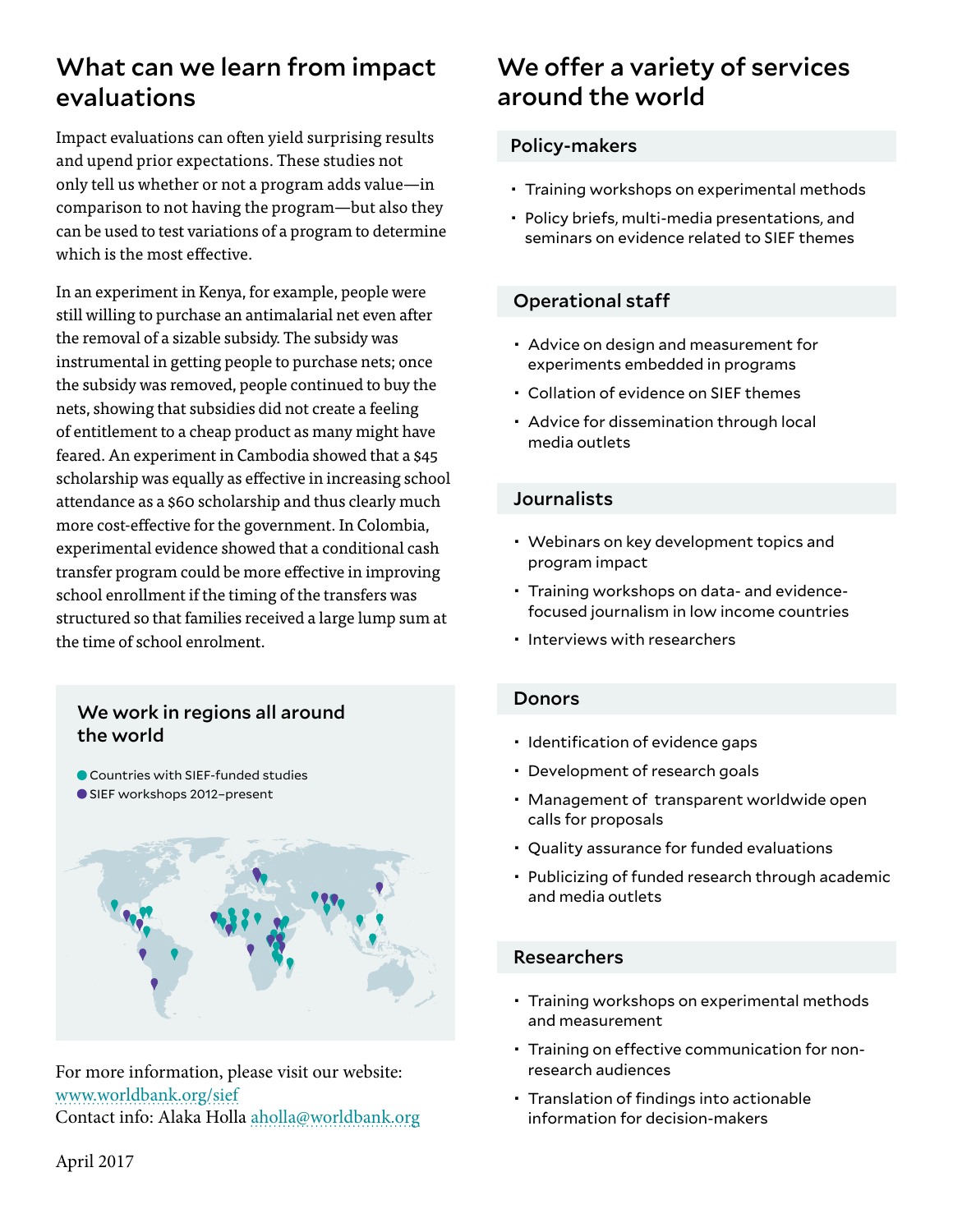## What can we learn from impact evaluations

Impact evaluations can often yield surprising results and upend prior expectations. These studies not only tell us whether or not a program adds value—in comparison to not having the program—but also they can be used to test variations of a program to determine which is the most effective.

In an experiment in Kenya, for example, people were still willing to purchase an antimalarial net even after the removal of a sizable subsidy. The subsidy was instrumental in getting people to purchase nets; once the subsidy was removed, people continued to buy the nets, showing that subsidies did not create a feeling of entitlement to a cheap product as many might have feared. An experiment in Cambodia showed that a $45 scholarship was equally as effective in increasing school attendance as a $60 scholarship and thus clearly much more cost-effective for the government. In Colombia, experimental evidence showed that a conditional cash transfer program could be more effective in improving school enrollment if the timing of the transfers was structured so that families received a large lump sum at the time of school enrolment.

### We work in regions all around the world

● Countries with SIEF-funded studies
● SIEF workshops 2012–present

For more information, please visit our website: www.worldbank.org/sief
Contact info: Alaka Holla aholla@worldbank.org

April 2017

## We offer a variety of services around the world

### Policy-makers

- Training workshops on experimental methods
- Policy briefs, multi-media presentations, and seminars on evidence related to SIEF themes

### Operational staff

- Advice on design and measurement for experiments embedded in programs
- Collation of evidence on SIEF themes
- Advice for dissemination through local media outlets

### Journalists

- Webinars on key development topics and program impact
- Training workshops on data- and evidence-focused journalism in low income countries
- Interviews with researchers

### Donors

- Identification of evidence gaps
- Development of research goals
- Management of transparent worldwide open calls for proposals
- Quality assurance for funded evaluations
- Publicizing of funded research through academic and media outlets

### Researchers

- Training workshops on experimental methods and measurement
- Training on effective communication for non-research audiences
- Translation of findings into actionable information for decision-makers